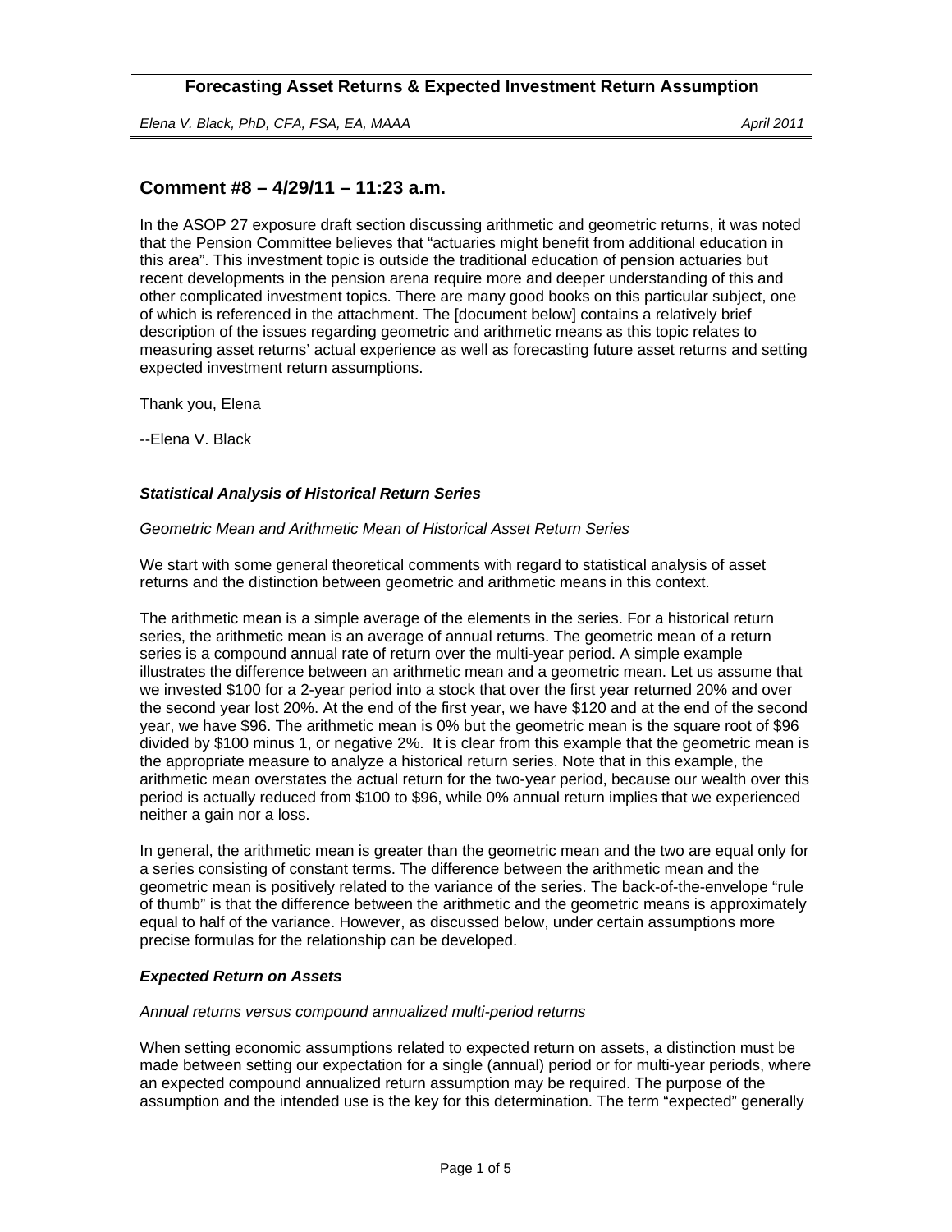# Forecasting Asset Returns & Expected Investment Return Assumption

*Elena V. Black, PhD, CFA, FSA, EA, MAAA* *April 2011*

## Comment #8 – 4/29/11 – 11:23 a.m.

In the ASOP 27 exposure draft section discussing arithmetic and geometric returns, it was noted that the Pension Committee believes that "actuaries might benefit from additional education in this area". This investment topic is outside the traditional education of pension actuaries but recent developments in the pension arena require more and deeper understanding of this and other complicated investment topics. There are many good books on this particular subject, one of which is referenced in the attachment. The [document below] contains a relatively brief description of the issues regarding geometric and arithmetic means as this topic relates to measuring asset returns' actual experience as well as forecasting future asset returns and setting expected investment return assumptions.

Thank you, Elena

--Elena V. Black

### *Statistical Analysis of Historical Return Series*

*Geometric Mean and Arithmetic Mean of Historical Asset Return Series*

We start with some general theoretical comments with regard to statistical analysis of asset returns and the distinction between geometric and arithmetic means in this context.

The arithmetic mean is a simple average of the elements in the series. For a historical return series, the arithmetic mean is an average of annual returns. The geometric mean of a return series is a compound annual rate of return over the multi-year period. A simple example illustrates the difference between an arithmetic mean and a geometric mean. Let us assume that we invested $100 for a 2-year period into a stock that over the first year returned 20% and over the second year lost 20%. At the end of the first year, we have $120 and at the end of the second year, we have $96. The arithmetic mean is 0% but the geometric mean is the square root of $96 divided by $100 minus 1, or negative 2%. It is clear from this example that the geometric mean is the appropriate measure to analyze a historical return series. Note that in this example, the arithmetic mean overstates the actual return for the two-year period, because our wealth over this period is actually reduced from $100 to $96, while 0% annual return implies that we experienced neither a gain nor a loss.

In general, the arithmetic mean is greater than the geometric mean and the two are equal only for a series consisting of constant terms. The difference between the arithmetic mean and the geometric mean is positively related to the variance of the series. The back-of-the-envelope "rule of thumb" is that the difference between the arithmetic and the geometric means is approximately equal to half of the variance. However, as discussed below, under certain assumptions more precise formulas for the relationship can be developed.

### *Expected Return on Assets*

*Annual returns versus compound annualized multi-period returns*

When setting economic assumptions related to expected return on assets, a distinction must be made between setting our expectation for a single (annual) period or for multi-year periods, where an expected compound annualized return assumption may be required. The purpose of the assumption and the intended use is the key for this determination. The term "expected" generally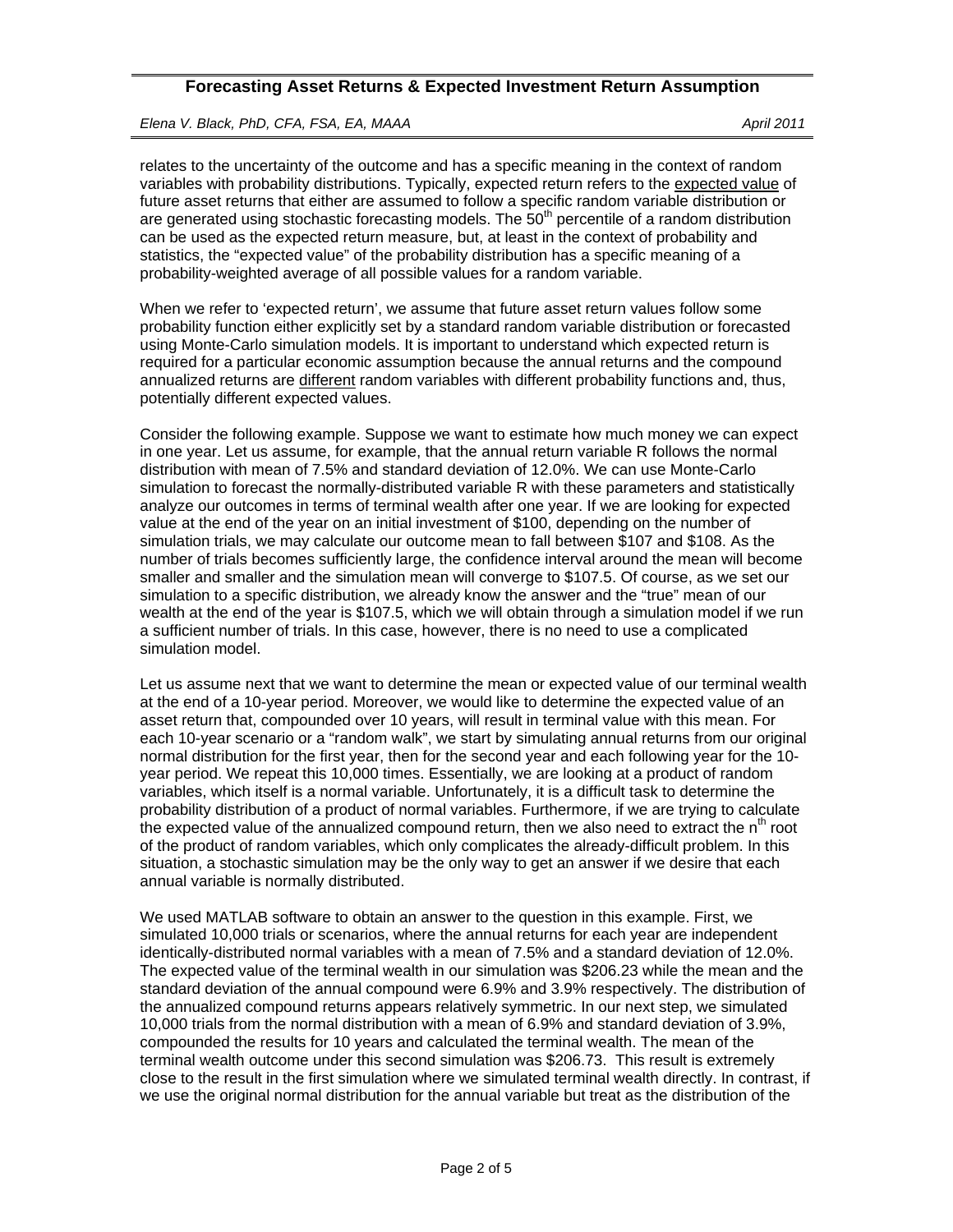relates to the uncertainty of the outcome and has a specific meaning in the context of random variables with probability distributions. Typically, expected return refers to the expected value of future asset returns that either are assumed to follow a specific random variable distribution or are generated using stochastic forecasting models. The 50th percentile of a random distribution can be used as the expected return measure, but, at least in the context of probability and statistics, the "expected value" of the probability distribution has a specific meaning of a probability-weighted average of all possible values for a random variable.

When we refer to 'expected return', we assume that future asset return values follow some probability function either explicitly set by a standard random variable distribution or forecasted using Monte-Carlo simulation models. It is important to understand which expected return is required for a particular economic assumption because the annual returns and the compound annualized returns are different random variables with different probability functions and, thus, potentially different expected values.

Consider the following example. Suppose we want to estimate how much money we can expect in one year. Let us assume, for example, that the annual return variable R follows the normal distribution with mean of 7.5% and standard deviation of 12.0%. We can use Monte-Carlo simulation to forecast the normally-distributed variable R with these parameters and statistically analyze our outcomes in terms of terminal wealth after one year. If we are looking for expected value at the end of the year on an initial investment of $100, depending on the number of simulation trials, we may calculate our outcome mean to fall between $107 and $108. As the number of trials becomes sufficiently large, the confidence interval around the mean will become smaller and smaller and the simulation mean will converge to $107.5. Of course, as we set our simulation to a specific distribution, we already know the answer and the "true" mean of our wealth at the end of the year is $107.5, which we will obtain through a simulation model if we run a sufficient number of trials. In this case, however, there is no need to use a complicated simulation model.

Let us assume next that we want to determine the mean or expected value of our terminal wealth at the end of a 10-year period. Moreover, we would like to determine the expected value of an asset return that, compounded over 10 years, will result in terminal value with this mean. For each 10-year scenario or a "random walk", we start by simulating annual returns from our original normal distribution for the first year, then for the second year and each following year for the 10-year period. We repeat this 10,000 times. Essentially, we are looking at a product of random variables, which itself is a normal variable. Unfortunately, it is a difficult task to determine the probability distribution of a product of normal variables. Furthermore, if we are trying to calculate the expected value of the annualized compound return, then we also need to extract the $n^{th}$ root of the product of random variables, which only complicates the already-difficult problem. In this situation, a stochastic simulation may be the only way to get an answer if we desire that each annual variable is normally distributed.

We used MATLAB software to obtain an answer to the question in this example. First, we simulated 10,000 trials or scenarios, where the annual returns for each year are independent identically-distributed normal variables with a mean of 7.5% and a standard deviation of 12.0%. The expected value of the terminal wealth in our simulation was $206.23 while the mean and the standard deviation of the annual compound were 6.9% and 3.9% respectively. The distribution of the annualized compound returns appears relatively symmetric. In our next step, we simulated 10,000 trials from the normal distribution with a mean of 6.9% and standard deviation of 3.9%, compounded the results for 10 years and calculated the terminal wealth. The mean of the terminal wealth outcome under this second simulation was $206.73. This result is extremely close to the result in the first simulation where we simulated terminal wealth directly. In contrast, if we use the original normal distribution for the annual variable but treat as the distribution of the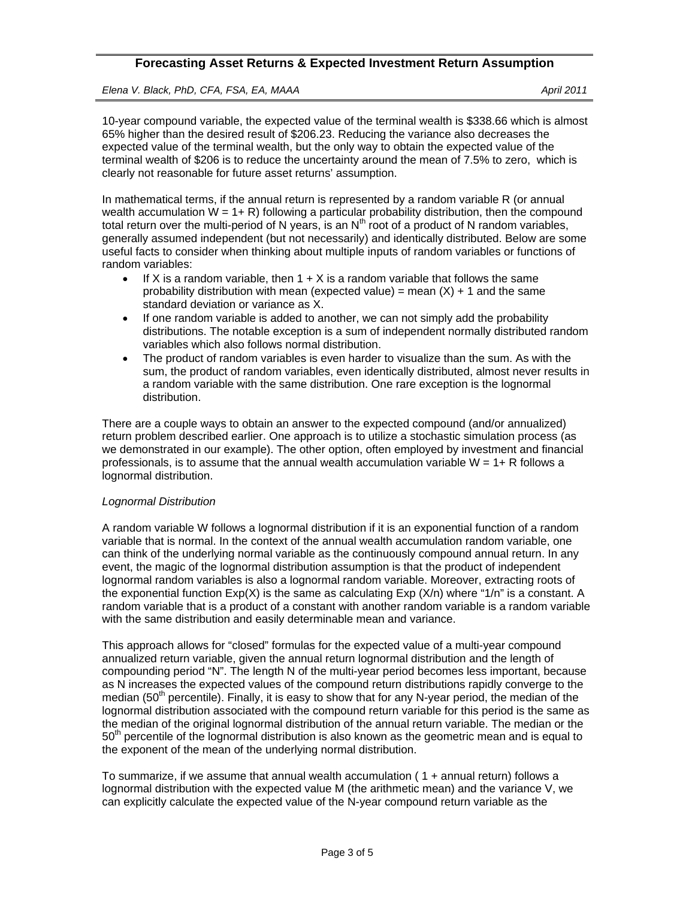10-year compound variable, the expected value of the terminal wealth is $338.66 which is almost 65% higher than the desired result of $206.23. Reducing the variance also decreases the expected value of the terminal wealth, but the only way to obtain the expected value of the terminal wealth of $206 is to reduce the uncertainty around the mean of 7.5% to zero, which is clearly not reasonable for future asset returns' assumption.

In mathematical terms, if the annual return is represented by a random variable R (or annual wealth accumulation $W = 1 + R$) following a particular probability distribution, then the compound total return over the multi-period of N years, is an $N^{th}$ root of a product of N random variables, generally assumed independent (but not necessarily) and identically distributed. Below are some useful facts to consider when thinking about multiple inputs of random variables or functions of random variables:

- If X is a random variable, then $1 + X$ is a random variable that follows the same probability distribution with mean (expected value) = mean (X) + 1 and the same standard deviation or variance as X.
- If one random variable is added to another, we can not simply add the probability distributions. The notable exception is a sum of independent normally distributed random variables which also follows normal distribution.
- The product of random variables is even harder to visualize than the sum. As with the sum, the product of random variables, even identically distributed, almost never results in a random variable with the same distribution. One rare exception is the lognormal distribution.

There are a couple ways to obtain an answer to the expected compound (and/or annualized) return problem described earlier. One approach is to utilize a stochastic simulation process (as we demonstrated in our example). The other option, often employed by investment and financial professionals, is to assume that the annual wealth accumulation variable $W = 1 + R$ follows a lognormal distribution.

*Lognormal Distribution*

A random variable W follows a lognormal distribution if it is an exponential function of a random variable that is normal. In the context of the annual wealth accumulation random variable, one can think of the underlying normal variable as the continuously compound annual return. In any event, the magic of the lognormal distribution assumption is that the product of independent lognormal random variables is also a lognormal random variable. Moreover, extracting roots of the exponential function $Exp(X)$ is the same as calculating $Exp(X/n)$ where "1/n" is a constant. A random variable that is a product of a constant with another random variable is a random variable with the same distribution and easily determinable mean and variance.

This approach allows for "closed" formulas for the expected value of a multi-year compound annualized return variable, given the annual return lognormal distribution and the length of compounding period "N". The length N of the multi-year period becomes less important, because as N increases the expected values of the compound return distributions rapidly converge to the median ($50^{th}$ percentile). Finally, it is easy to show that for any N-year period, the median of the lognormal distribution associated with the compound return variable for this period is the same as the median of the original lognormal distribution of the annual return variable. The median or the $50^{th}$ percentile of the lognormal distribution is also known as the geometric mean and is equal to the exponent of the mean of the underlying normal distribution.

To summarize, if we assume that annual wealth accumulation ( 1 + annual return) follows a lognormal distribution with the expected value M (the arithmetic mean) and the variance V, we can explicitly calculate the expected value of the N-year compound return variable as the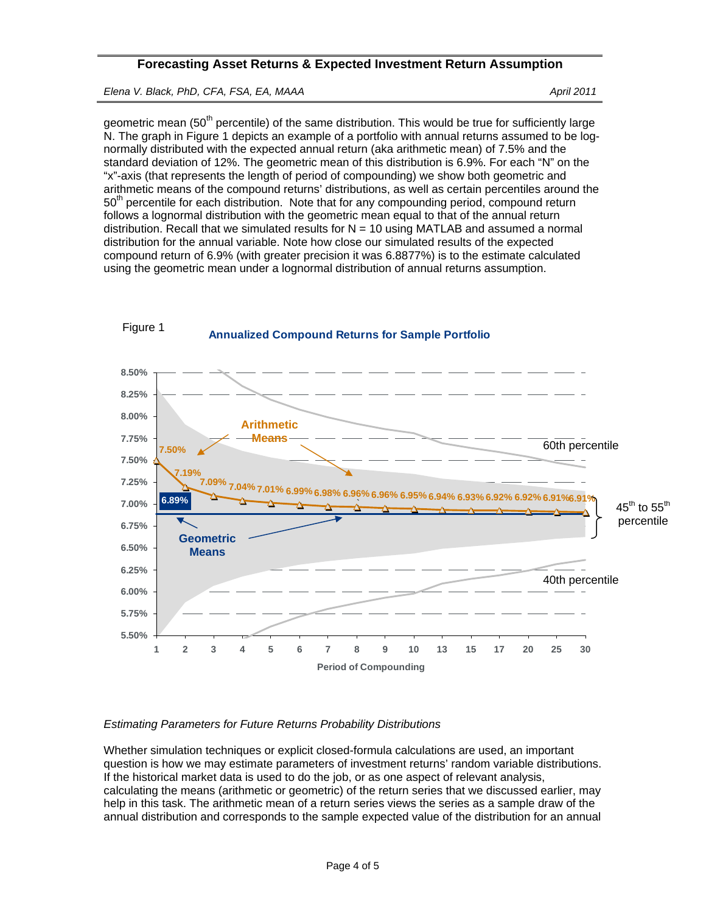geometric mean (50th percentile) of the same distribution. This would be true for sufficiently large N. The graph in Figure 1 depicts an example of a portfolio with annual returns assumed to be log-normally distributed with the expected annual return (aka arithmetic mean) of 7.5% and the standard deviation of 12%. The geometric mean of this distribution is 6.9%. For each "N" on the "x"-axis (that represents the length of period of compounding) we show both geometric and arithmetic means of the compound returns' distributions, as well as certain percentiles around the 50th percentile for each distribution. Note that for any compounding period, compound return follows a lognormal distribution with the geometric mean equal to that of the annual return distribution. Recall that we simulated results for N = 10 using MATLAB and assumed a normal distribution for the annual variable. Note how close our simulated results of the expected compound return of 6.9% (with greater precision it was 6.8877%) is to the estimate calculated using the geometric mean under a lognormal distribution of annual returns assumption.

Figure 1

**Annualized Compound Returns for Sample Portfolio**

8.50%
8.25%
8.00%
7.75%
7.50%
7.25%
7.00%
6.75%
6.50%
6.25%
6.00%
5.75%
5.50%

Arithmetic Means

7.50%
7.19%
7.09%
7.04%
7.01%
6.99%
6.98%
6.96%
6.96%
6.95%
6.94%
6.93%
6.92%
6.92%
6.91%
6.91%

6.89%

Geometric Means

60th percentile

45th to 55th percentile

40th percentile

1 2 3 4 5 6 7 8 9 10 13 15 17 20 25 30

Period of Compounding

*Estimating Parameters for Future Returns Probability Distributions*

Whether simulation techniques or explicit closed-formula calculations are used, an important question is how we may estimate parameters of investment returns' random variable distributions. If the historical market data is used to do the job, or as one aspect of relevant analysis, calculating the means (arithmetic or geometric) of the return series that we discussed earlier, may help in this task. The arithmetic mean of a return series views the series as a sample draw of the annual distribution and corresponds to the sample expected value of the distribution for an annual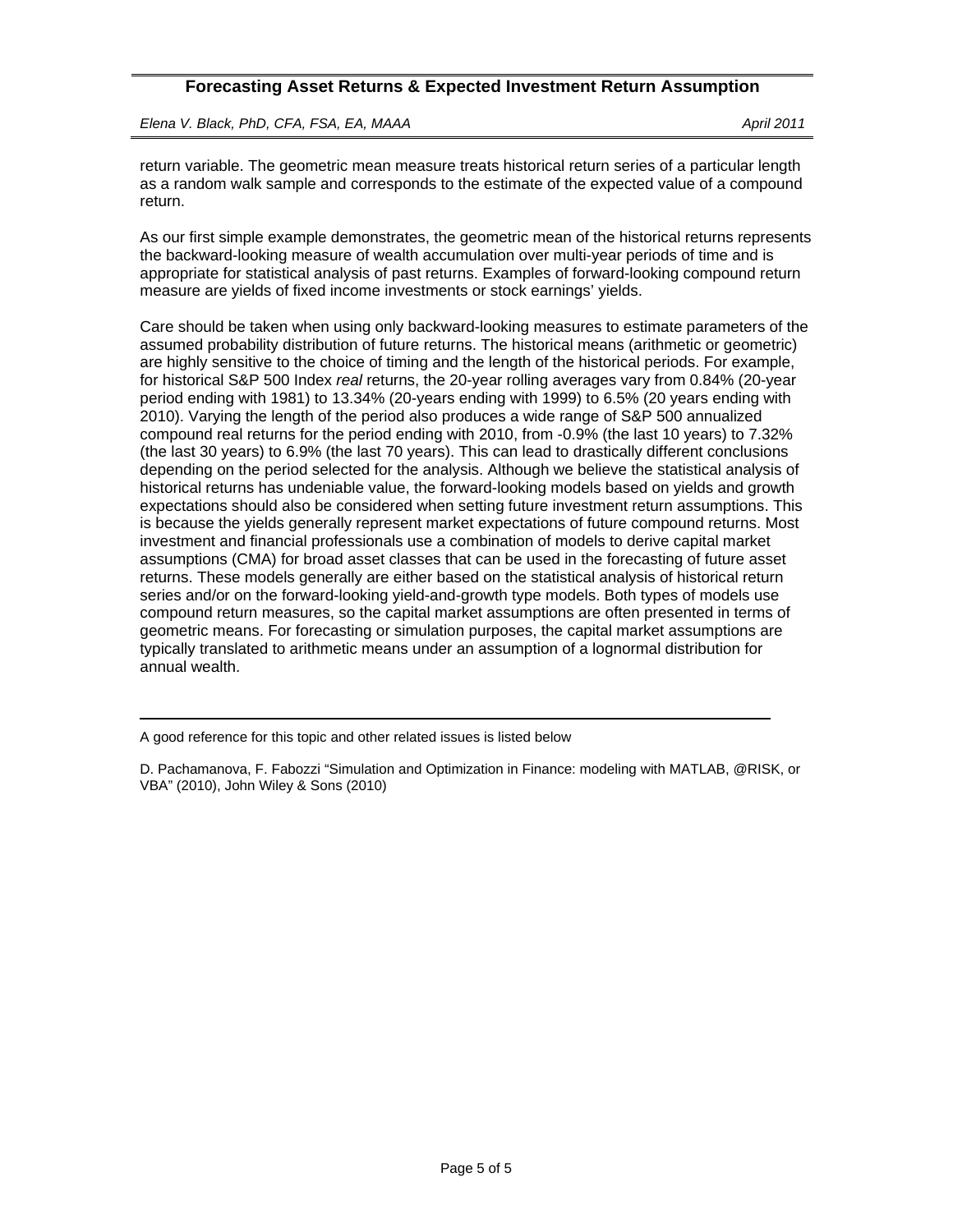return variable. The geometric mean measure treats historical return series of a particular length as a random walk sample and corresponds to the estimate of the expected value of a compound return.

As our first simple example demonstrates, the geometric mean of the historical returns represents the backward-looking measure of wealth accumulation over multi-year periods of time and is appropriate for statistical analysis of past returns. Examples of forward-looking compound return measure are yields of fixed income investments or stock earnings' yields.

Care should be taken when using only backward-looking measures to estimate parameters of the assumed probability distribution of future returns. The historical means (arithmetic or geometric) are highly sensitive to the choice of timing and the length of the historical periods. For example, for historical S&P 500 Index *real* returns, the 20-year rolling averages vary from 0.84% (20-year period ending with 1981) to 13.34% (20-years ending with 1999) to 6.5% (20 years ending with 2010). Varying the length of the period also produces a wide range of S&P 500 annualized compound real returns for the period ending with 2010, from -0.9% (the last 10 years) to 7.32% (the last 30 years) to 6.9% (the last 70 years). This can lead to drastically different conclusions depending on the period selected for the analysis. Although we believe the statistical analysis of historical returns has undeniable value, the forward-looking models based on yields and growth expectations should also be considered when setting future investment return assumptions. This is because the yields generally represent market expectations of future compound returns. Most investment and financial professionals use a combination of models to derive capital market assumptions (CMA) for broad asset classes that can be used in the forecasting of future asset returns. These models generally are either based on the statistical analysis of historical return series and/or on the forward-looking yield-and-growth type models. Both types of models use compound return measures, so the capital market assumptions are often presented in terms of geometric means. For forecasting or simulation purposes, the capital market assumptions are typically translated to arithmetic means under an assumption of a lognormal distribution for annual wealth.

---

A good reference for this topic and other related issues is listed below

D. Pachamanova, F. Fabozzi "Simulation and Optimization in Finance: modeling with MATLAB, @RISK, or VBA" (2010), John Wiley & Sons (2010)